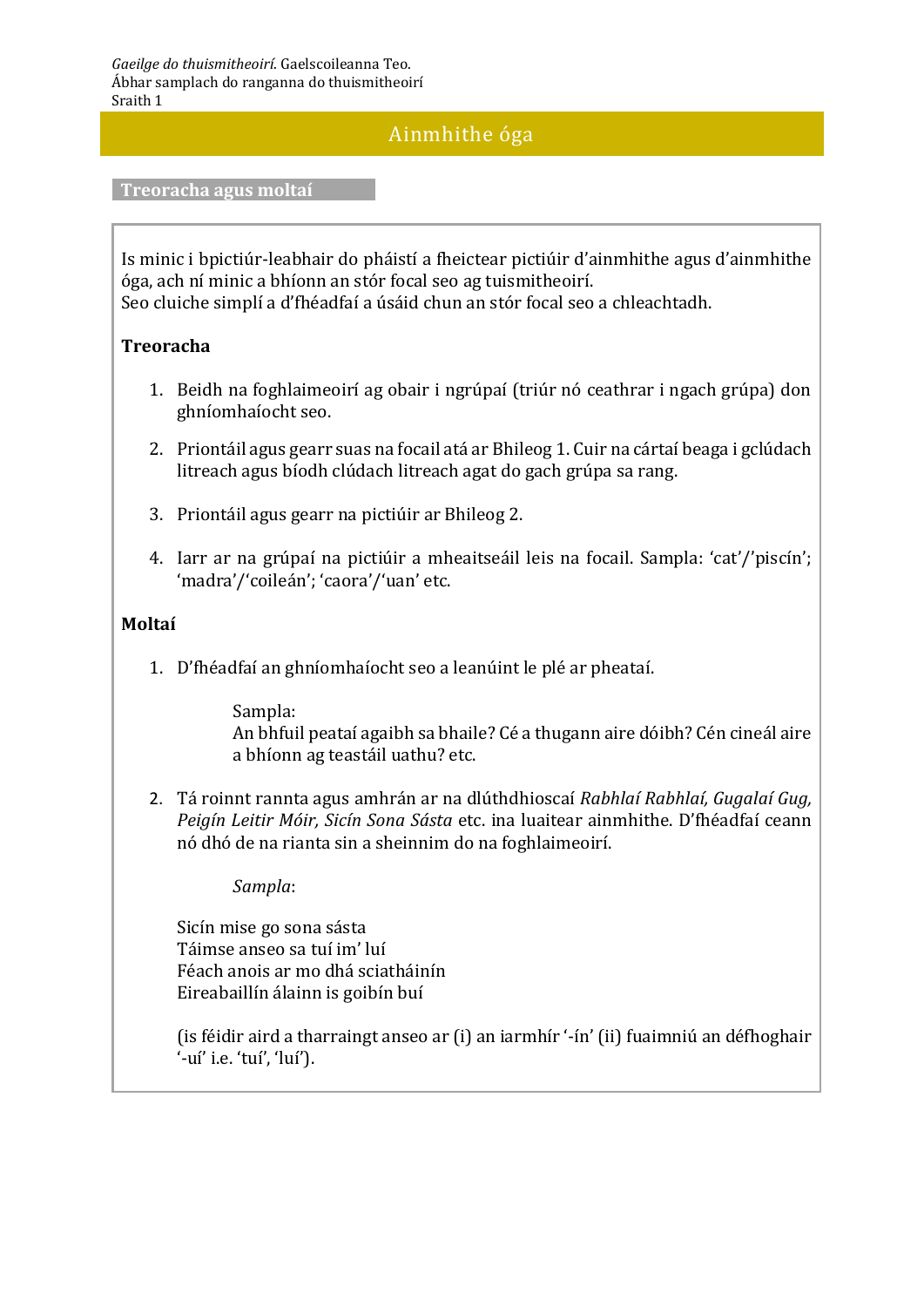*Gaeilge do thuismitheoirí*. Gaelscoileanna Teo.
Ábhar samplach do ranganna do thuismitheoirí
Sraith 1

# Ainmhithe óga

## Treoracha agus moltaí

Is minic i bpictiúr-leabhair do pháistí a fheictear pictiúir d'ainmhithe agus d'ainmhithe óga, ach ní minic a bhíonn an stór focal seo ag tuismitheoirí.
Seo cluiche simplí a d'fhéadfaí a úsáid chun an stór focal seo a chleachtadh.

**Treoracha**

1. Beidh na foghlaimeoirí ag obair i ngrúpaí (triúr nó ceathrar i ngach grúpa) don ghníomhaíocht seo.
2. Priontáil agus gearr suas na focail atá ar Bhileog 1. Cuir na cártaí beaga i gclúdach litreach agus bíodh clúdach litreach agat do gach grúpa sa rang.
3. Priontáil agus gearr na pictiúir ar Bhileog 2.
4. Iarr ar na grúpaí na pictiúir a mheaitseáil leis na focail. Sampla: 'cat'/'piscín'; 'madra'/'coileán'; 'caora'/'uan' etc.

**Moltaí**

1. D'fhéadfaí an ghníomhaíocht seo a leanúint le plé ar pheataí.

   Sampla:
   An bhfuil peataí agaibh sa bhaile? Cé a thugann aire dóibh? Cén cineál aire a bhíonn ag teastáil uathu? etc.

2. Tá roinnt rannta agus amhrán ar na dlúthdhioscaí *Rabhlaí Rabhlaí, Gugalaí Gug, Peigín Leitir Móir, Sicín Sona Sásta* etc. ina luaitear ainmhithe. D'fhéadfaí ceann nó dhó de na rianta sin a sheinnim do na foghlaimeoirí.

   *Sampla*:

   Sicín mise go sona sásta
   Táimse anseo sa tuí im' luí
   Féach anois ar mo dhá sciatháinín
   Eireabaillín álainn is goibín buí

   (is féidir aird a tharraingt anseo ar (i) an iarmhír '-ín' (ii) fuaimniú an défhoghair '-uí' i.e. 'tuí', 'luí').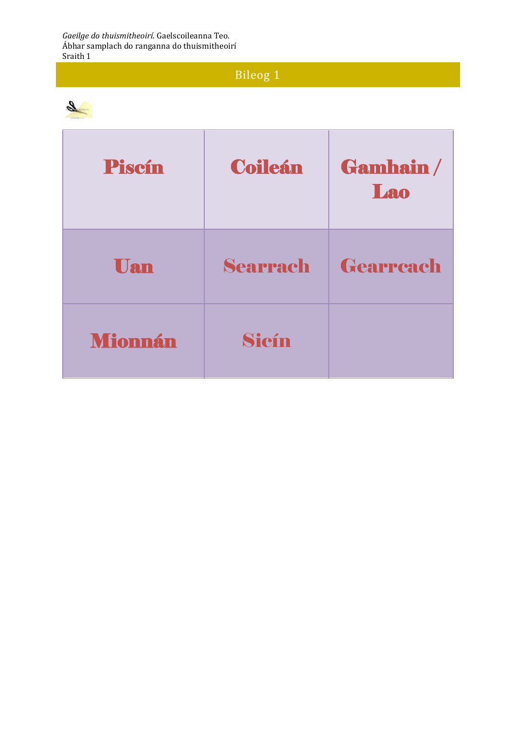# Bileog 1

| | | |
|---|---|---|
| Piscín | Coileán | Gamhain / Lao |
| Uan | Searrach | Gearrcach |
| Mionnán | Sicín | |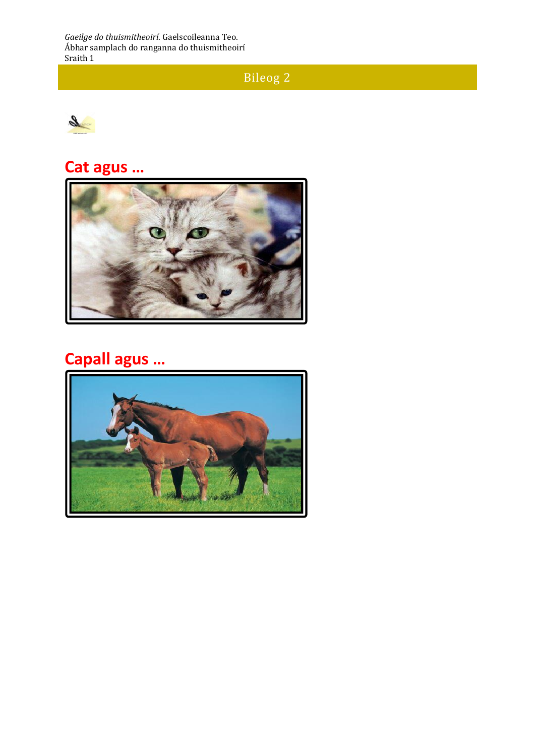# Bileog 2

## Cat agus …

## Capall agus …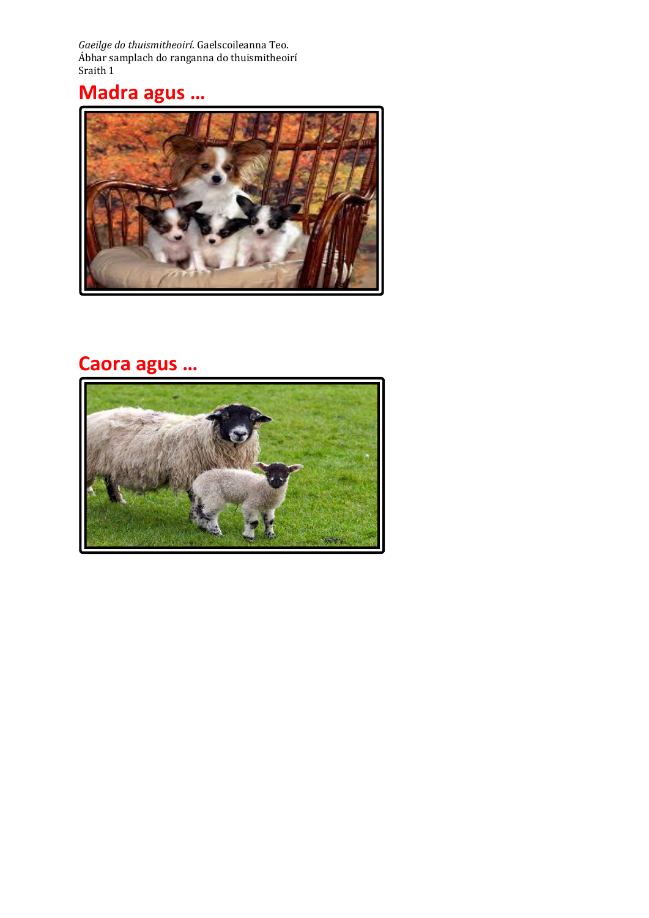*Gaeilge do thuismitheoirí*. Gaelscoileanna Teo.
Ábhar samplach do ranganna do thuismitheoirí
Sraith 1

## Madra agus …

## Caora agus …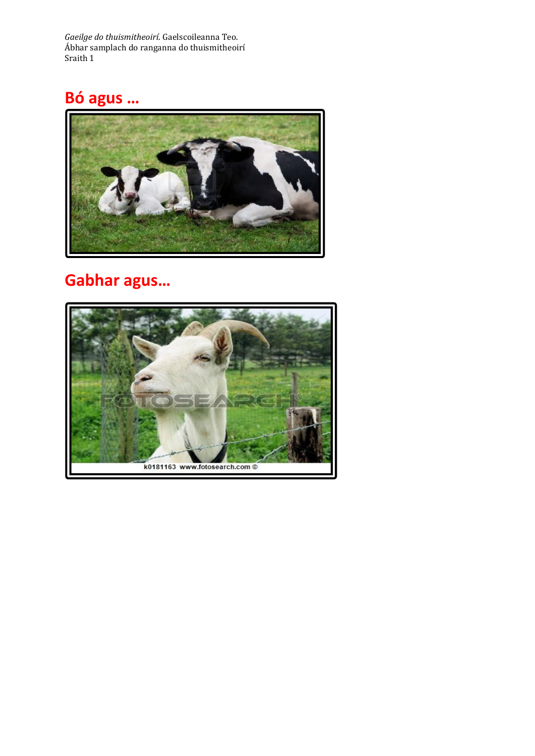*Gaeilge do thuismitheoirí*. Gaelscoileanna Teo.
Ábhar samplach do ranganna do thuismitheoirí
Sraith 1

## Bó agus …

## Gabhar agus…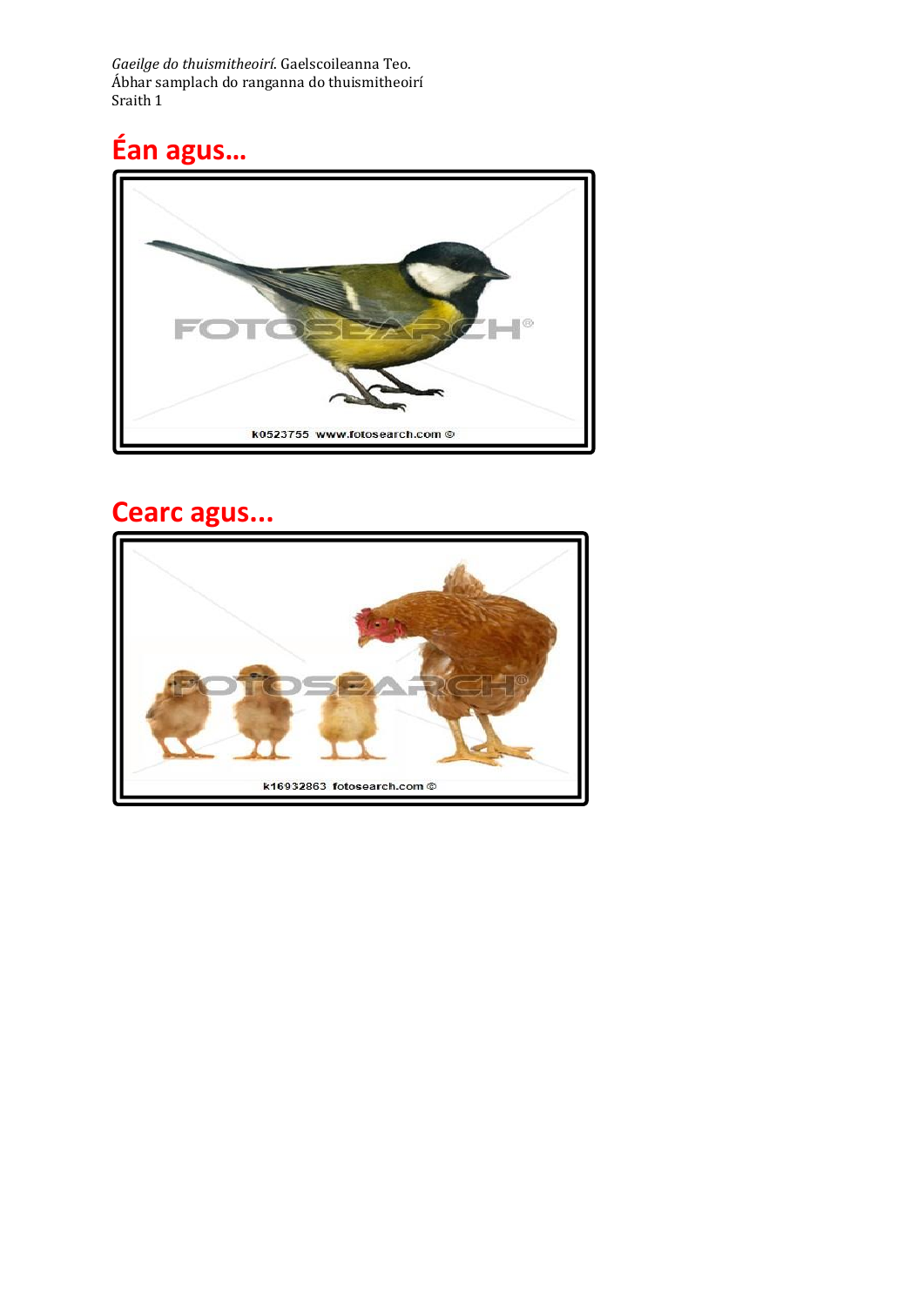*Gaeilge do thuismitheoirí*. Gaelscoileanna Teo.
Ábhar samplach do ranganna do thuismitheoirí
Sraith 1

# Éan agus…

# Cearc agus...